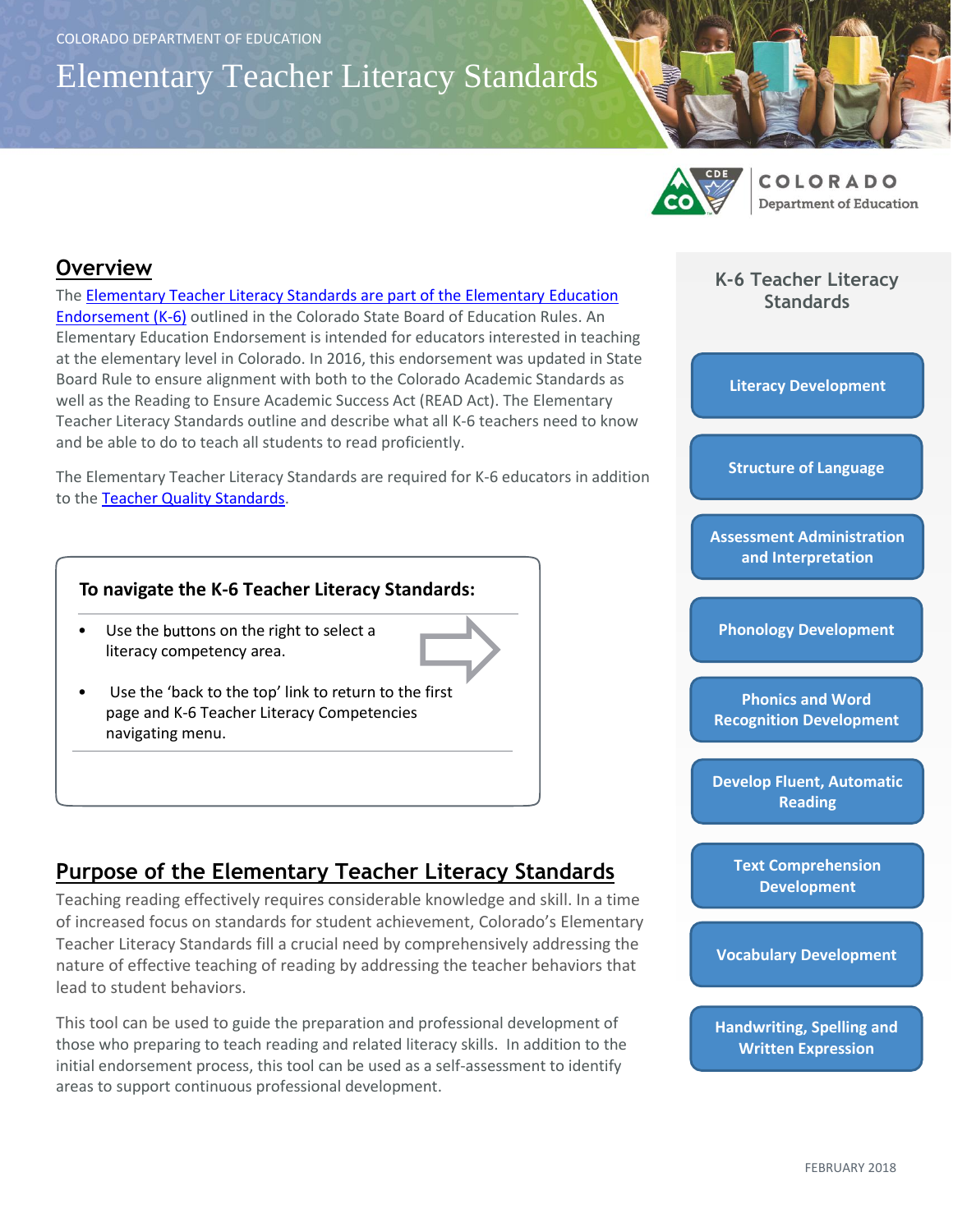COLORADO DEPARTMENT OF EDUCATION

# Elementary Teacher Literacy Standards

COLORADO Department of Education

## Overview

The Elementary Teacher Literacy Standards are part of the Elementary Education Endorsement (K-6) outlined in the Colorado State Board of Education Rules. An Elementary Education Endorsement is intended for educators interested in teaching at the elementary level in Colorado. In 2016, this endorsement was updated in State Board Rule to ensure alignment with both to the Colorado Academic Standards as well as the Reading to Ensure Academic Success Act (READ Act). The Elementary Teacher Literacy Standards outline and describe what all K-6 teachers need to know and be able to do to teach all students to read proficiently.

The Elementary Teacher Literacy Standards are required for K-6 educators in addition to the Teacher Quality Standards.

**To navigate the K-6 Teacher Literacy Standards:**

- Use the buttons on the right to select a literacy competency area.
- Use the 'back to the top' link to return to the first page and K-6 Teacher Literacy Competencies navigating menu.

## Purpose of the Elementary Teacher Literacy Standards

Teaching reading effectively requires considerable knowledge and skill. In a time of increased focus on standards for student achievement, Colorado's Elementary Teacher Literacy Standards fill a crucial need by comprehensively addressing the nature of effective teaching of reading by addressing the teacher behaviors that lead to student behaviors.

This tool can be used to guide the preparation and professional development of those who preparing to teach reading and related literacy skills. In addition to the initial endorsement process, this tool can be used as a self-assessment to identify areas to support continuous professional development.

### K-6 Teacher Literacy Standards

- Literacy Development
- Structure of Language
- Assessment Administration and Interpretation
- Phonology Development
- Phonics and Word Recognition Development
- Develop Fluent, Automatic Reading
- Text Comprehension Development
- Vocabulary Development
- Handwriting, Spelling and Written Expression

FEBRUARY 2018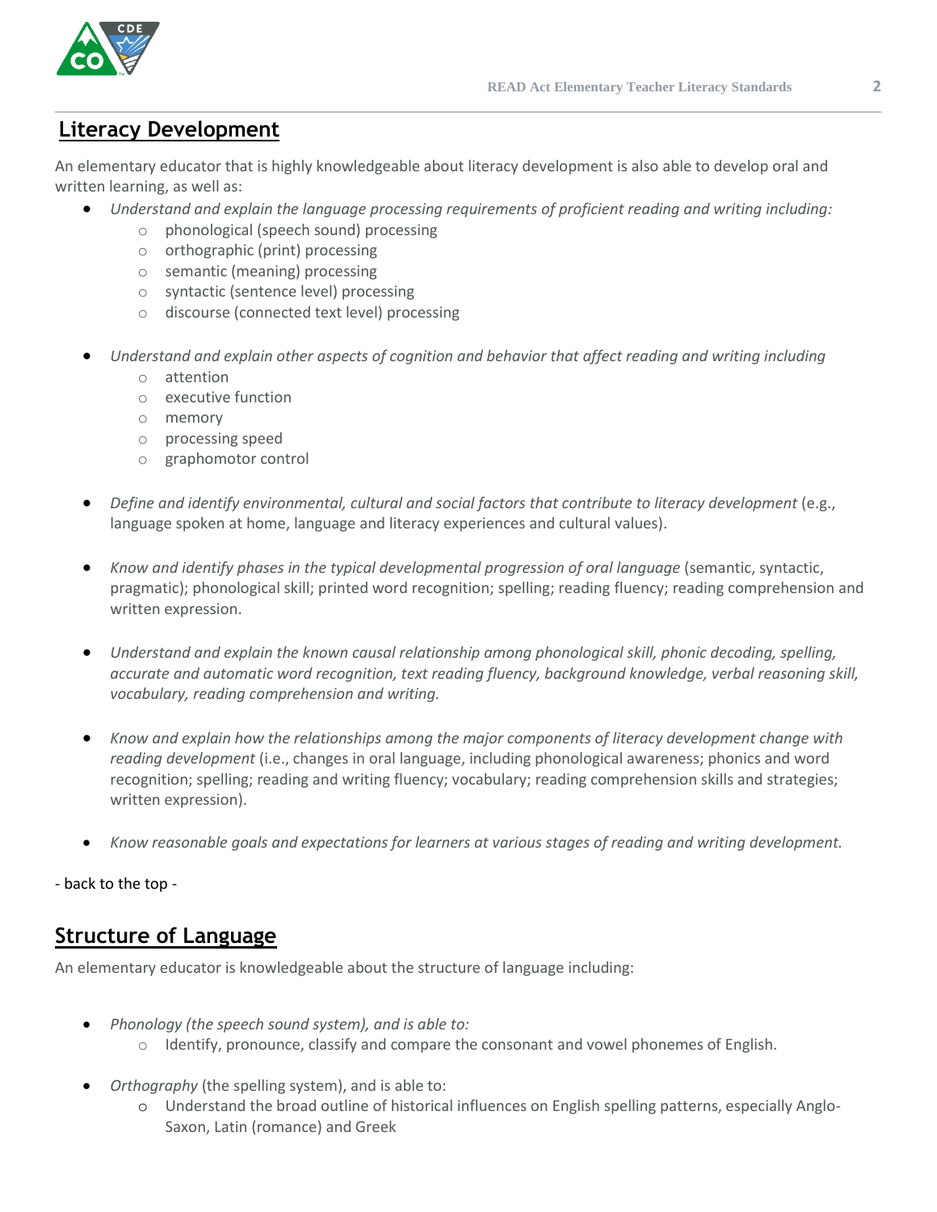## Literacy Development

An elementary educator that is highly knowledgeable about literacy development is also able to develop oral and written learning, as well as:

- *Understand and explain the language processing requirements of proficient reading and writing including:*
  - phonological (speech sound) processing
  - orthographic (print) processing
  - semantic (meaning) processing
  - syntactic (sentence level) processing
  - discourse (connected text level) processing

- *Understand and explain other aspects of cognition and behavior that affect reading and writing including*
  - attention
  - executive function
  - memory
  - processing speed
  - graphomotor control

- *Define and identify environmental, cultural and social factors that contribute to literacy development* (e.g., language spoken at home, language and literacy experiences and cultural values).

- *Know and identify phases in the typical developmental progression of oral language* (semantic, syntactic, pragmatic); phonological skill; printed word recognition; spelling; reading fluency; reading comprehension and written expression.

- *Understand and explain the known causal relationship among phonological skill, phonic decoding, spelling, accurate and automatic word recognition, text reading fluency, background knowledge, verbal reasoning skill, vocabulary, reading comprehension and writing.*

- *Know and explain how the relationships among the major components of literacy development change with reading development* (i.e., changes in oral language, including phonological awareness; phonics and word recognition; spelling; reading and writing fluency; vocabulary; reading comprehension skills and strategies; written expression).

- *Know reasonable goals and expectations for learners at various stages of reading and writing development.*

- back to the top -

## Structure of Language

An elementary educator is knowledgeable about the structure of language including:

- *Phonology (the speech sound system), and is able to:*
  - Identify, pronounce, classify and compare the consonant and vowel phonemes of English.

- *Orthography* (the spelling system), and is able to:
  - Understand the broad outline of historical influences on English spelling patterns, especially Anglo-Saxon, Latin (romance) and Greek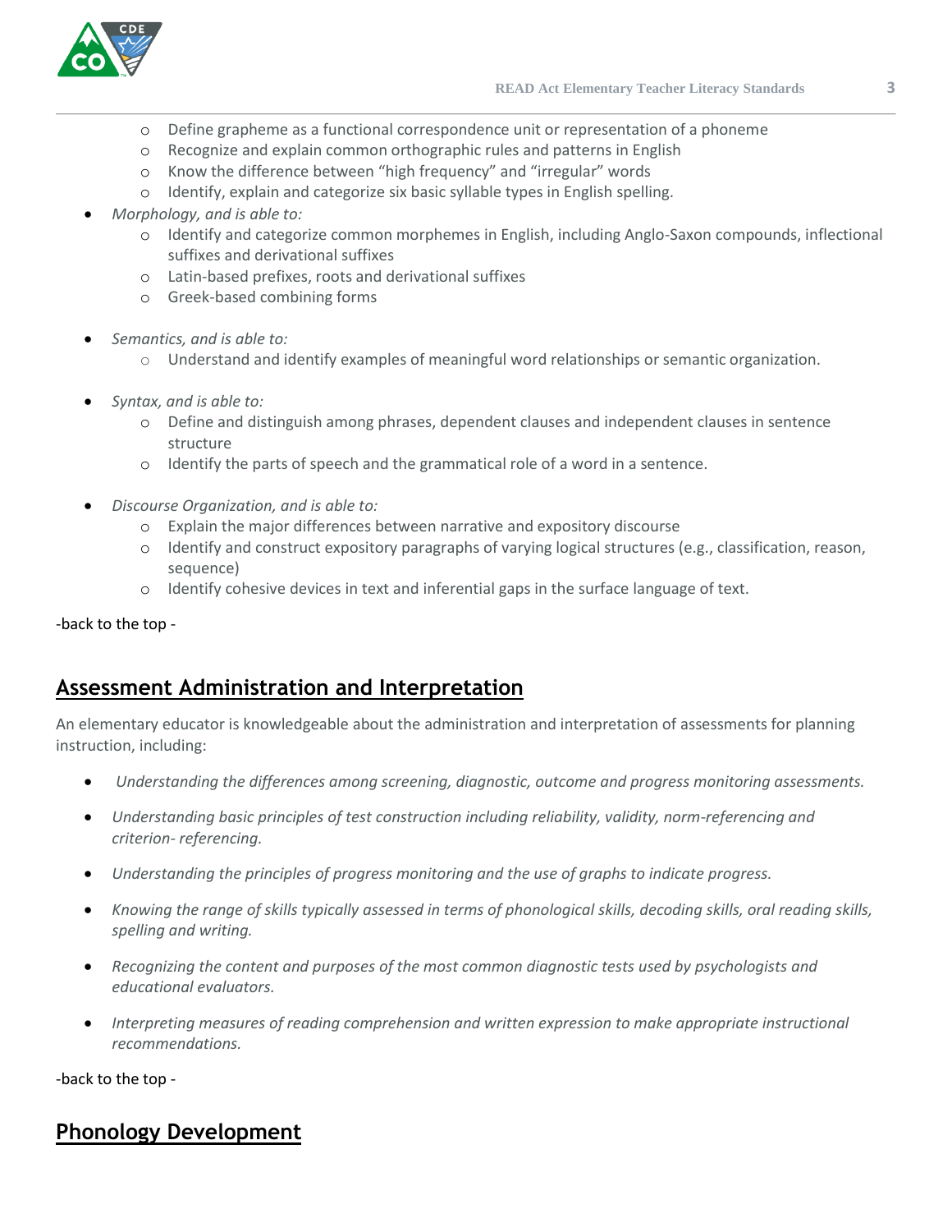- Define grapheme as a functional correspondence unit or representation of a phoneme
- Recognize and explain common orthographic rules and patterns in English
- Know the difference between "high frequency" and "irregular" words
- Identify, explain and categorize six basic syllable types in English spelling.

- *Morphology, and is able to:*
  - Identify and categorize common morphemes in English, including Anglo-Saxon compounds, inflectional suffixes and derivational suffixes
  - Latin-based prefixes, roots and derivational suffixes
  - Greek-based combining forms

- *Semantics, and is able to:*
  - Understand and identify examples of meaningful word relationships or semantic organization.

- *Syntax, and is able to:*
  - Define and distinguish among phrases, dependent clauses and independent clauses in sentence structure
  - Identify the parts of speech and the grammatical role of a word in a sentence.

- *Discourse Organization, and is able to:*
  - Explain the major differences between narrative and expository discourse
  - Identify and construct expository paragraphs of varying logical structures (e.g., classification, reason, sequence)
  - Identify cohesive devices in text and inferential gaps in the surface language of text.

-back to the top -

## Assessment Administration and Interpretation

An elementary educator is knowledgeable about the administration and interpretation of assessments for planning instruction, including:

- *Understanding the differences among screening, diagnostic, outcome and progress monitoring assessments.*
- *Understanding basic principles of test construction including reliability, validity, norm-referencing and criterion- referencing.*
- *Understanding the principles of progress monitoring and the use of graphs to indicate progress.*
- *Knowing the range of skills typically assessed in terms of phonological skills, decoding skills, oral reading skills, spelling and writing.*
- *Recognizing the content and purposes of the most common diagnostic tests used by psychologists and educational evaluators.*
- *Interpreting measures of reading comprehension and written expression to make appropriate instructional recommendations.*

-back to the top -

## Phonology Development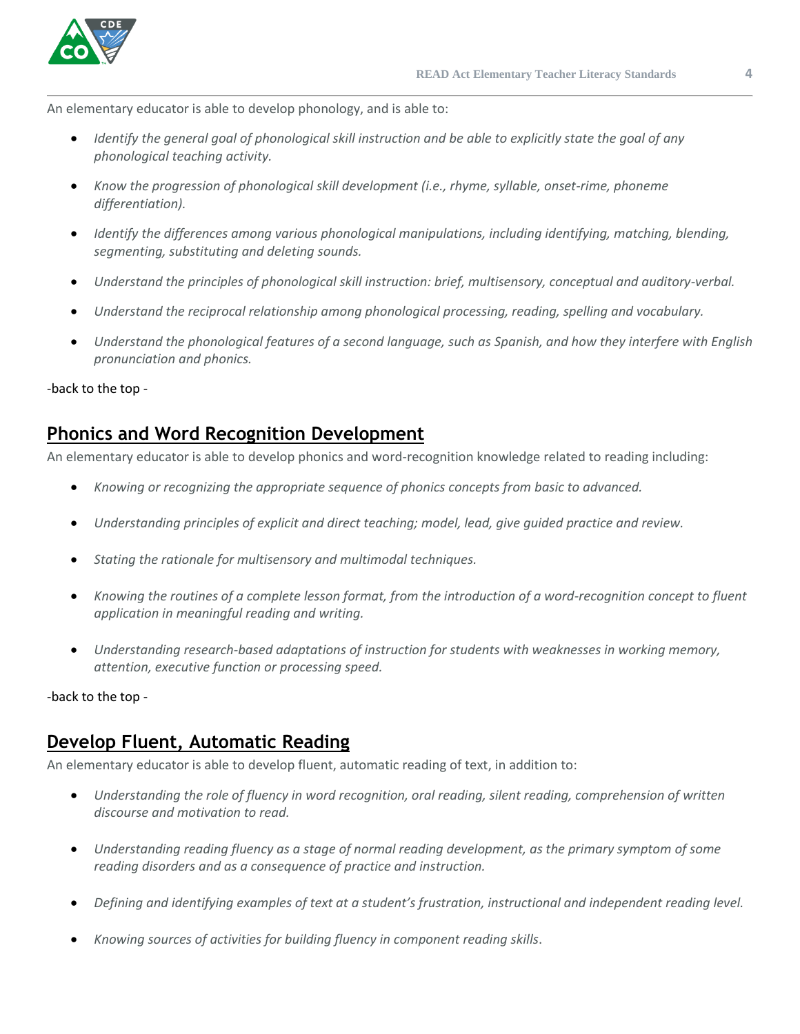An elementary educator is able to develop phonology, and is able to:

- *Identify the general goal of phonological skill instruction and be able to explicitly state the goal of any phonological teaching activity.*
- *Know the progression of phonological skill development (i.e., rhyme, syllable, onset-rime, phoneme differentiation).*
- *Identify the differences among various phonological manipulations, including identifying, matching, blending, segmenting, substituting and deleting sounds.*
- *Understand the principles of phonological skill instruction: brief, multisensory, conceptual and auditory-verbal.*
- *Understand the reciprocal relationship among phonological processing, reading, spelling and vocabulary.*
- *Understand the phonological features of a second language, such as Spanish, and how they interfere with English pronunciation and phonics.*

-back to the top -

## Phonics and Word Recognition Development

An elementary educator is able to develop phonics and word-recognition knowledge related to reading including:

- *Knowing or recognizing the appropriate sequence of phonics concepts from basic to advanced.*
- *Understanding principles of explicit and direct teaching; model, lead, give guided practice and review.*
- *Stating the rationale for multisensory and multimodal techniques.*
- *Knowing the routines of a complete lesson format, from the introduction of a word-recognition concept to fluent application in meaningful reading and writing.*
- *Understanding research-based adaptations of instruction for students with weaknesses in working memory, attention, executive function or processing speed.*

-back to the top -

## Develop Fluent, Automatic Reading

An elementary educator is able to develop fluent, automatic reading of text, in addition to:

- *Understanding the role of fluency in word recognition, oral reading, silent reading, comprehension of written discourse and motivation to read.*
- *Understanding reading fluency as a stage of normal reading development, as the primary symptom of some reading disorders and as a consequence of practice and instruction.*
- *Defining and identifying examples of text at a student's frustration, instructional and independent reading level.*
- *Knowing sources of activities for building fluency in component reading skills*.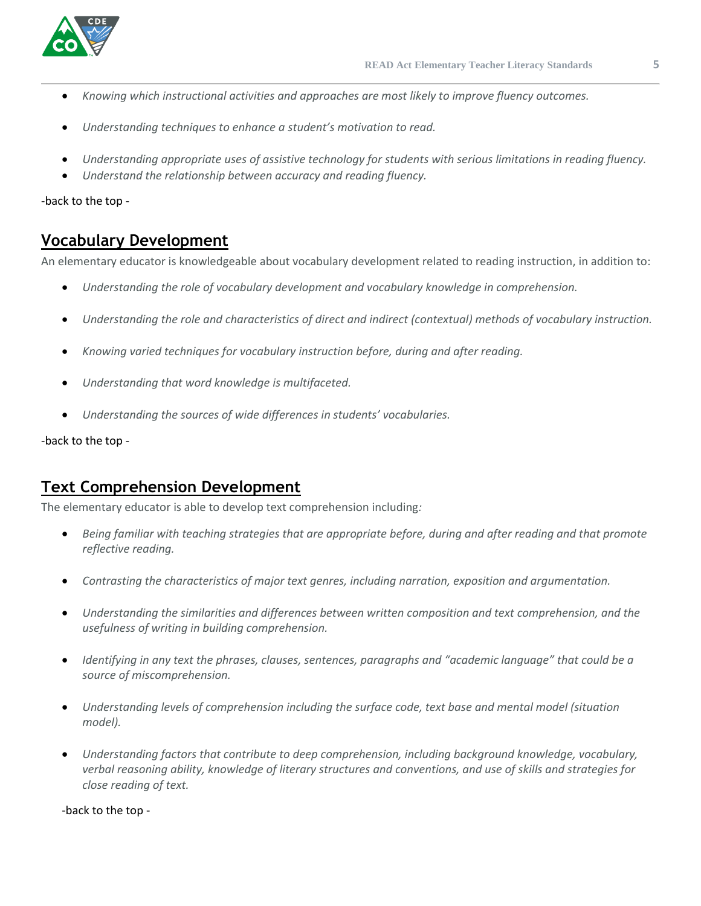- *Knowing which instructional activities and approaches are most likely to improve fluency outcomes.*

- *Understanding techniques to enhance a student's motivation to read.*

- *Understanding appropriate uses of assistive technology for students with serious limitations in reading fluency.*
- *Understand the relationship between accuracy and reading fluency.*

-back to the top -

## Vocabulary Development

An elementary educator is knowledgeable about vocabulary development related to reading instruction, in addition to:

- *Understanding the role of vocabulary development and vocabulary knowledge in comprehension.*

- *Understanding the role and characteristics of direct and indirect (contextual) methods of vocabulary instruction.*

- *Knowing varied techniques for vocabulary instruction before, during and after reading.*

- *Understanding that word knowledge is multifaceted.*

- *Understanding the sources of wide differences in students' vocabularies.*

-back to the top -

## Text Comprehension Development

The elementary educator is able to develop text comprehension including*:*

- *Being familiar with teaching strategies that are appropriate before, during and after reading and that promote reflective reading.*

- *Contrasting the characteristics of major text genres, including narration, exposition and argumentation.*

- *Understanding the similarities and differences between written composition and text comprehension, and the usefulness of writing in building comprehension.*

- *Identifying in any text the phrases, clauses, sentences, paragraphs and "academic language" that could be a source of miscomprehension.*

- *Understanding levels of comprehension including the surface code, text base and mental model (situation model).*

- *Understanding factors that contribute to deep comprehension, including background knowledge, vocabulary, verbal reasoning ability, knowledge of literary structures and conventions, and use of skills and strategies for close reading of text.*

-back to the top -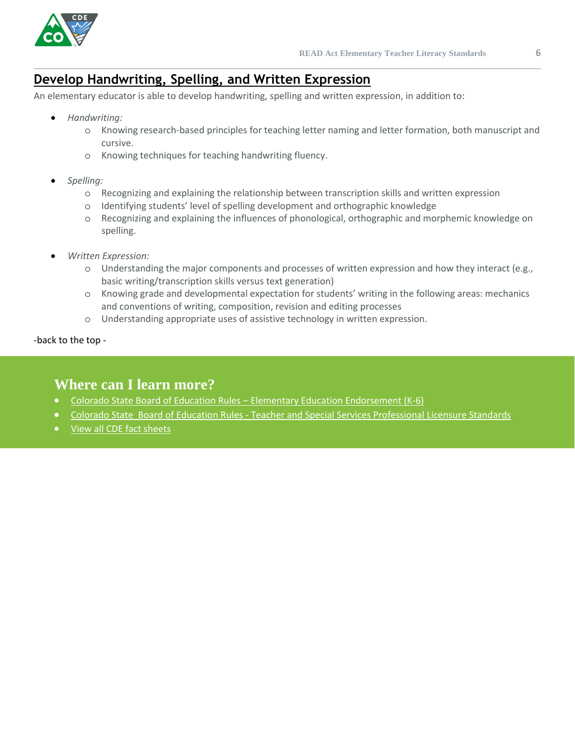## Develop Handwriting, Spelling, and Written Expression

An elementary educator is able to develop handwriting, spelling and written expression, in addition to:

- *Handwriting:*
    - Knowing research-based principles for teaching letter naming and letter formation, both manuscript and cursive.
    - Knowing techniques for teaching handwriting fluency.

- *Spelling:*
    - Recognizing and explaining the relationship between transcription skills and written expression
    - Identifying students' level of spelling development and orthographic knowledge
    - Recognizing and explaining the influences of phonological, orthographic and morphemic knowledge on spelling.

- *Written Expression:*
    - Understanding the major components and processes of written expression and how they interact (e.g., basic writing/transcription skills versus text generation)
    - Knowing grade and developmental expectation for students' writing in the following areas: mechanics and conventions of writing, composition, revision and editing processes
    - Understanding appropriate uses of assistive technology in written expression.

-back to the top -

## Where can I learn more?

- Colorado State Board of Education Rules – Elementary Education Endorsement (K-6)
- Colorado State Board of Education Rules - Teacher and Special Services Professional Licensure Standards
- View all CDE fact sheets